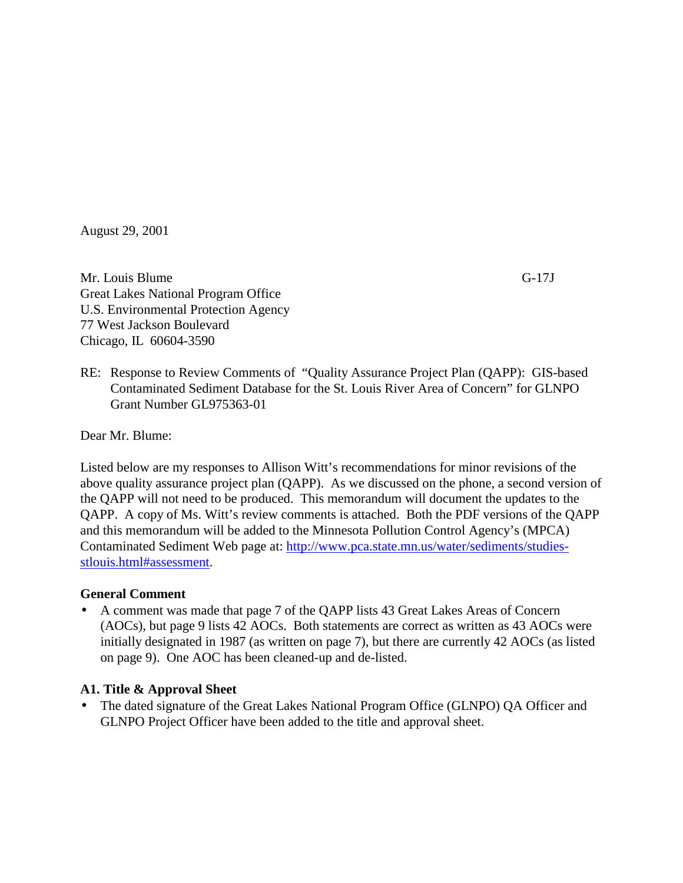August 29, 2001

Mr. Louis Blume G-17J
Great Lakes National Program Office
U.S. Environmental Protection Agency
77 West Jackson Boulevard
Chicago, IL 60604-3590

RE: Response to Review Comments of "Quality Assurance Project Plan (QAPP): GIS-based Contaminated Sediment Database for the St. Louis River Area of Concern" for GLNPO Grant Number GL975363-01

Dear Mr. Blume:

Listed below are my responses to Allison Witt's recommendations for minor revisions of the above quality assurance project plan (QAPP). As we discussed on the phone, a second version of the QAPP will not need to be produced. This memorandum will document the updates to the QAPP. A copy of Ms. Witt's review comments is attached. Both the PDF versions of the QAPP and this memorandum will be added to the Minnesota Pollution Control Agency's (MPCA) Contaminated Sediment Web page at: [http://www.pca.state.mn.us/water/sediments/studies-stlouis.html#assessment](http://www.pca.state.mn.us/water/sediments/studies-stlouis.html#assessment).

**General Comment**

- A comment was made that page 7 of the QAPP lists 43 Great Lakes Areas of Concern (AOCs), but page 9 lists 42 AOCs. Both statements are correct as written as 43 AOCs were initially designated in 1987 (as written on page 7), but there are currently 42 AOCs (as listed on page 9). One AOC has been cleaned-up and de-listed.

**A1. Title & Approval Sheet**

- The dated signature of the Great Lakes National Program Office (GLNPO) QA Officer and GLNPO Project Officer have been added to the title and approval sheet.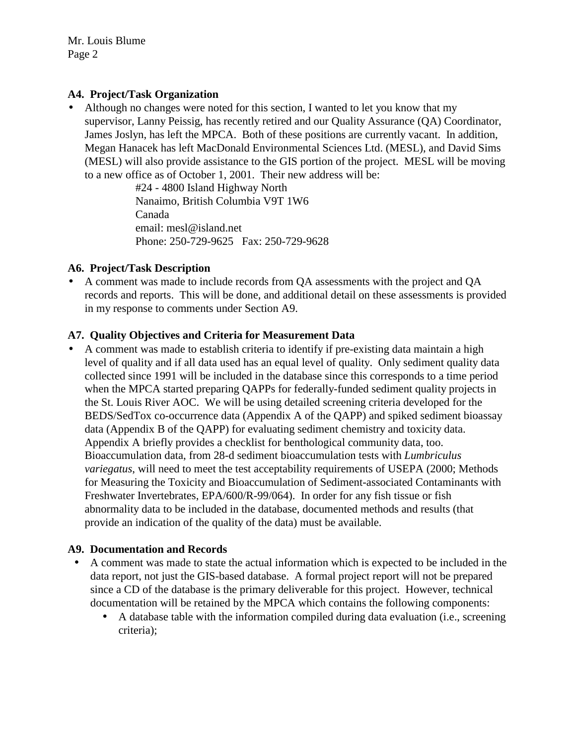**A4. Project/Task Organization**

- Although no changes were noted for this section, I wanted to let you know that my supervisor, Lanny Peissig, has recently retired and our Quality Assurance (QA) Coordinator, James Joslyn, has left the MPCA. Both of these positions are currently vacant. In addition, Megan Hanacek has left MacDonald Environmental Sciences Ltd. (MESL), and David Sims (MESL) will also provide assistance to the GIS portion of the project. MESL will be moving to a new office as of October 1, 2001. Their new address will be:

  #24 - 4800 Island Highway North
  Nanaimo, British Columbia V9T 1W6
  Canada
  email: mesl@island.net
  Phone: 250-729-9625 Fax: 250-729-9628

**A6. Project/Task Description**

- A comment was made to include records from QA assessments with the project and QA records and reports. This will be done, and additional detail on these assessments is provided in my response to comments under Section A9.

**A7. Quality Objectives and Criteria for Measurement Data**

- A comment was made to establish criteria to identify if pre-existing data maintain a high level of quality and if all data used has an equal level of quality. Only sediment quality data collected since 1991 will be included in the database since this corresponds to a time period when the MPCA started preparing QAPPs for federally-funded sediment quality projects in the St. Louis River AOC. We will be using detailed screening criteria developed for the BEDS/SedTox co-occurrence data (Appendix A of the QAPP) and spiked sediment bioassay data (Appendix B of the QAPP) for evaluating sediment chemistry and toxicity data. Appendix A briefly provides a checklist for benthological community data, too. Bioaccumulation data, from 28-d sediment bioaccumulation tests with *Lumbriculus variegatus*, will need to meet the test acceptability requirements of USEPA (2000; Methods for Measuring the Toxicity and Bioaccumulation of Sediment-associated Contaminants with Freshwater Invertebrates, EPA/600/R-99/064). In order for any fish tissue or fish abnormality data to be included in the database, documented methods and results (that provide an indication of the quality of the data) must be available.

**A9. Documentation and Records**

- A comment was made to state the actual information which is expected to be included in the data report, not just the GIS-based database. A formal project report will not be prepared since a CD of the database is the primary deliverable for this project. However, technical documentation will be retained by the MPCA which contains the following components:
  - A database table with the information compiled during data evaluation (i.e., screening criteria);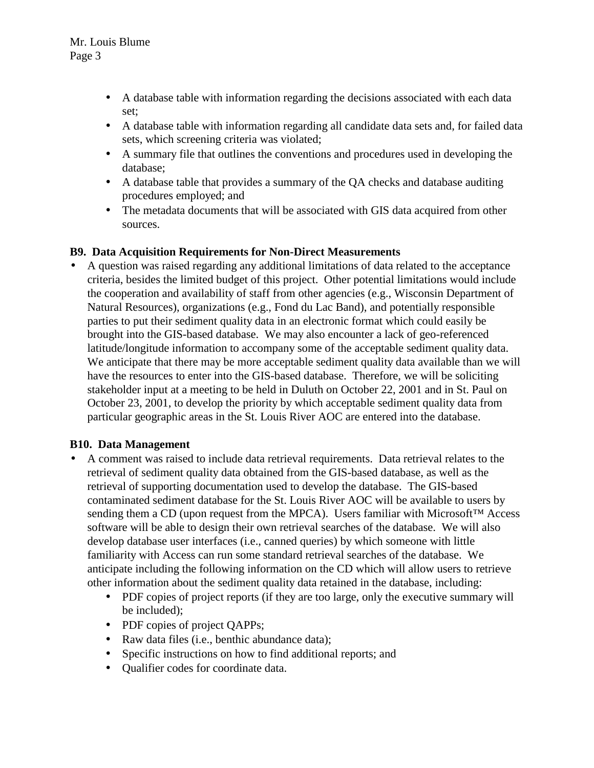- A database table with information regarding the decisions associated with each data set;
- A database table with information regarding all candidate data sets and, for failed data sets, which screening criteria was violated;
- A summary file that outlines the conventions and procedures used in developing the database;
- A database table that provides a summary of the QA checks and database auditing procedures employed; and
- The metadata documents that will be associated with GIS data acquired from other sources.

**B9. Data Acquisition Requirements for Non-Direct Measurements**

- A question was raised regarding any additional limitations of data related to the acceptance criteria, besides the limited budget of this project. Other potential limitations would include the cooperation and availability of staff from other agencies (e.g., Wisconsin Department of Natural Resources), organizations (e.g., Fond du Lac Band), and potentially responsible parties to put their sediment quality data in an electronic format which could easily be brought into the GIS-based database. We may also encounter a lack of geo-referenced latitude/longitude information to accompany some of the acceptable sediment quality data. We anticipate that there may be more acceptable sediment quality data available than we will have the resources to enter into the GIS-based database. Therefore, we will be soliciting stakeholder input at a meeting to be held in Duluth on October 22, 2001 and in St. Paul on October 23, 2001, to develop the priority by which acceptable sediment quality data from particular geographic areas in the St. Louis River AOC are entered into the database.

**B10. Data Management**

- A comment was raised to include data retrieval requirements. Data retrieval relates to the retrieval of sediment quality data obtained from the GIS-based database, as well as the retrieval of supporting documentation used to develop the database. The GIS-based contaminated sediment database for the St. Louis River AOC will be available to users by sending them a CD (upon request from the MPCA). Users familiar with Microsoft™ Access software will be able to design their own retrieval searches of the database. We will also develop database user interfaces (i.e., canned queries) by which someone with little familiarity with Access can run some standard retrieval searches of the database. We anticipate including the following information on the CD which will allow users to retrieve other information about the sediment quality data retained in the database, including:
  - PDF copies of project reports (if they are too large, only the executive summary will be included);
  - PDF copies of project QAPPs;
  - Raw data files (i.e., benthic abundance data);
  - Specific instructions on how to find additional reports; and
  - Qualifier codes for coordinate data.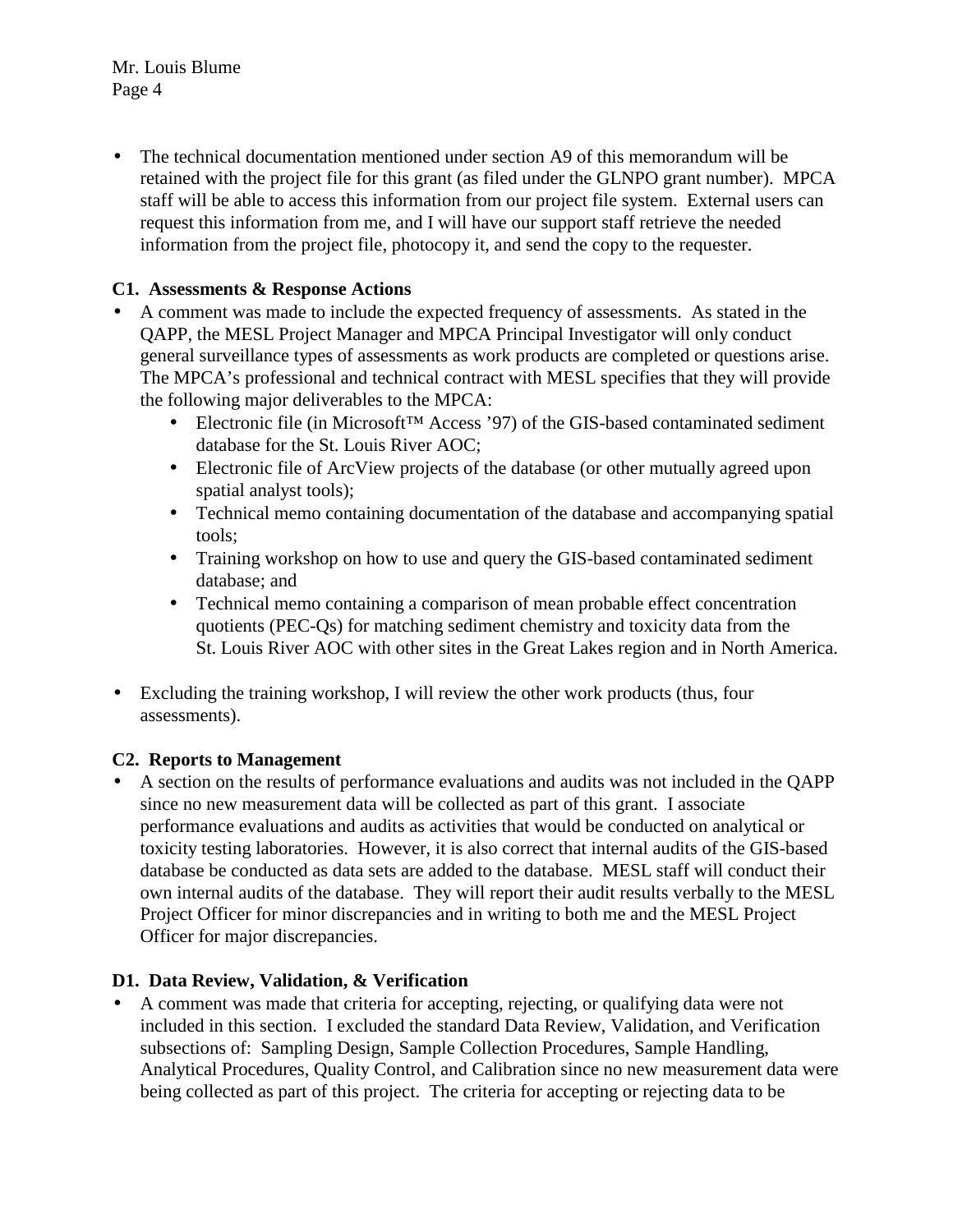- The technical documentation mentioned under section A9 of this memorandum will be retained with the project file for this grant (as filed under the GLNPO grant number). MPCA staff will be able to access this information from our project file system. External users can request this information from me, and I will have our support staff retrieve the needed information from the project file, photocopy it, and send the copy to the requester.

**C1. Assessments & Response Actions**

- A comment was made to include the expected frequency of assessments. As stated in the QAPP, the MESL Project Manager and MPCA Principal Investigator will only conduct general surveillance types of assessments as work products are completed or questions arise. The MPCA's professional and technical contract with MESL specifies that they will provide the following major deliverables to the MPCA:
    - Electronic file (in Microsoft™ Access '97) of the GIS-based contaminated sediment database for the St. Louis River AOC;
    - Electronic file of ArcView projects of the database (or other mutually agreed upon spatial analyst tools);
    - Technical memo containing documentation of the database and accompanying spatial tools;
    - Training workshop on how to use and query the GIS-based contaminated sediment database; and
    - Technical memo containing a comparison of mean probable effect concentration quotients (PEC-Qs) for matching sediment chemistry and toxicity data from the St. Louis River AOC with other sites in the Great Lakes region and in North America.

- Excluding the training workshop, I will review the other work products (thus, four assessments).

**C2. Reports to Management**

- A section on the results of performance evaluations and audits was not included in the QAPP since no new measurement data will be collected as part of this grant. I associate performance evaluations and audits as activities that would be conducted on analytical or toxicity testing laboratories. However, it is also correct that internal audits of the GIS-based database be conducted as data sets are added to the database. MESL staff will conduct their own internal audits of the database. They will report their audit results verbally to the MESL Project Officer for minor discrepancies and in writing to both me and the MESL Project Officer for major discrepancies.

**D1. Data Review, Validation, & Verification**

- A comment was made that criteria for accepting, rejecting, or qualifying data were not included in this section. I excluded the standard Data Review, Validation, and Verification subsections of: Sampling Design, Sample Collection Procedures, Sample Handling, Analytical Procedures, Quality Control, and Calibration since no new measurement data were being collected as part of this project. The criteria for accepting or rejecting data to be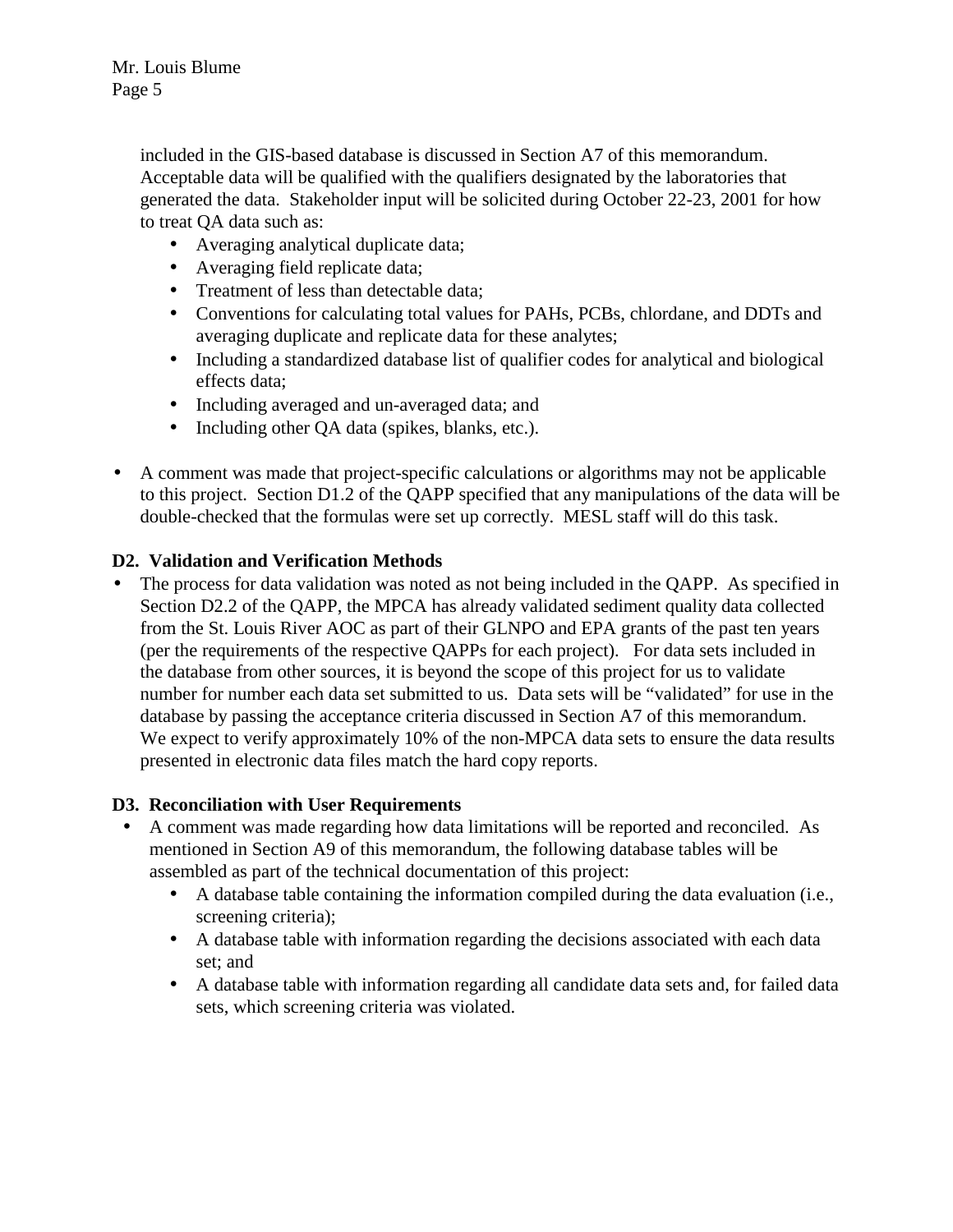included in the GIS-based database is discussed in Section A7 of this memorandum. Acceptable data will be qualified with the qualifiers designated by the laboratories that generated the data. Stakeholder input will be solicited during October 22-23, 2001 for how to treat QA data such as:

- Averaging analytical duplicate data;
- Averaging field replicate data;
- Treatment of less than detectable data;
- Conventions for calculating total values for PAHs, PCBs, chlordane, and DDTs and averaging duplicate and replicate data for these analytes;
- Including a standardized database list of qualifier codes for analytical and biological effects data;
- Including averaged and un-averaged data; and
- Including other QA data (spikes, blanks, etc.).

- A comment was made that project-specific calculations or algorithms may not be applicable to this project. Section D1.2 of the QAPP specified that any manipulations of the data will be double-checked that the formulas were set up correctly. MESL staff will do this task.

**D2. Validation and Verification Methods**

- The process for data validation was noted as not being included in the QAPP. As specified in Section D2.2 of the QAPP, the MPCA has already validated sediment quality data collected from the St. Louis River AOC as part of their GLNPO and EPA grants of the past ten years (per the requirements of the respective QAPPs for each project). For data sets included in the database from other sources, it is beyond the scope of this project for us to validate number for number each data set submitted to us. Data sets will be "validated" for use in the database by passing the acceptance criteria discussed in Section A7 of this memorandum. We expect to verify approximately 10% of the non-MPCA data sets to ensure the data results presented in electronic data files match the hard copy reports.

**D3. Reconciliation with User Requirements**

- A comment was made regarding how data limitations will be reported and reconciled. As mentioned in Section A9 of this memorandum, the following database tables will be assembled as part of the technical documentation of this project:
  - A database table containing the information compiled during the data evaluation (i.e., screening criteria);
  - A database table with information regarding the decisions associated with each data set; and
  - A database table with information regarding all candidate data sets and, for failed data sets, which screening criteria was violated.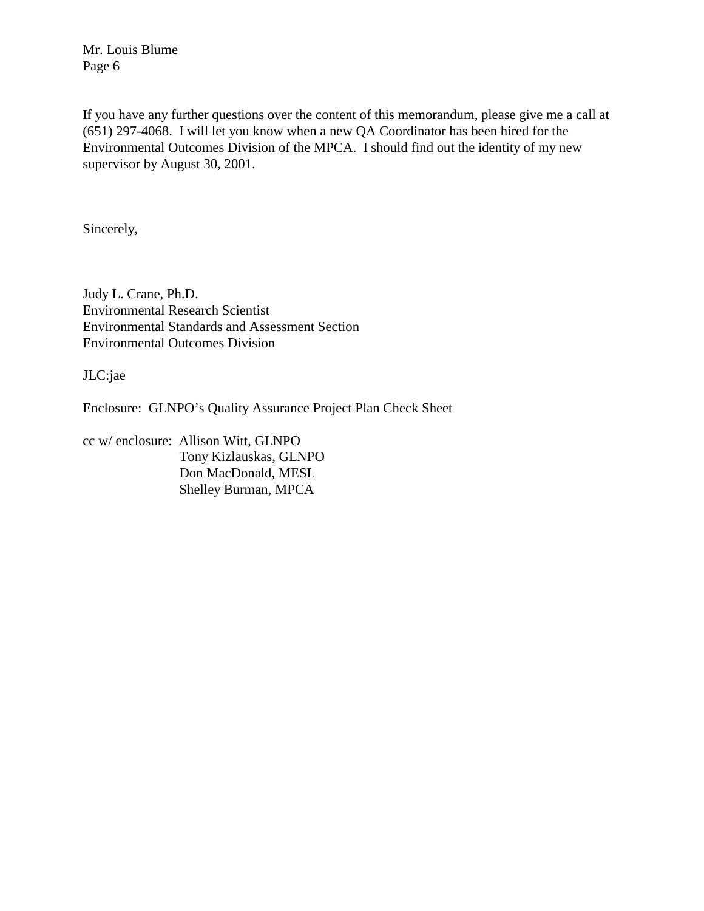If you have any further questions over the content of this memorandum, please give me a call at (651) 297-4068. I will let you know when a new QA Coordinator has been hired for the Environmental Outcomes Division of the MPCA. I should find out the identity of my new supervisor by August 30, 2001.

Sincerely,

Judy L. Crane, Ph.D.
Environmental Research Scientist
Environmental Standards and Assessment Section
Environmental Outcomes Division

JLC:jae

Enclosure: GLNPO's Quality Assurance Project Plan Check Sheet

cc w/ enclosure: Allison Witt, GLNPO
Tony Kizlauskas, GLNPO
Don MacDonald, MESL
Shelley Burman, MPCA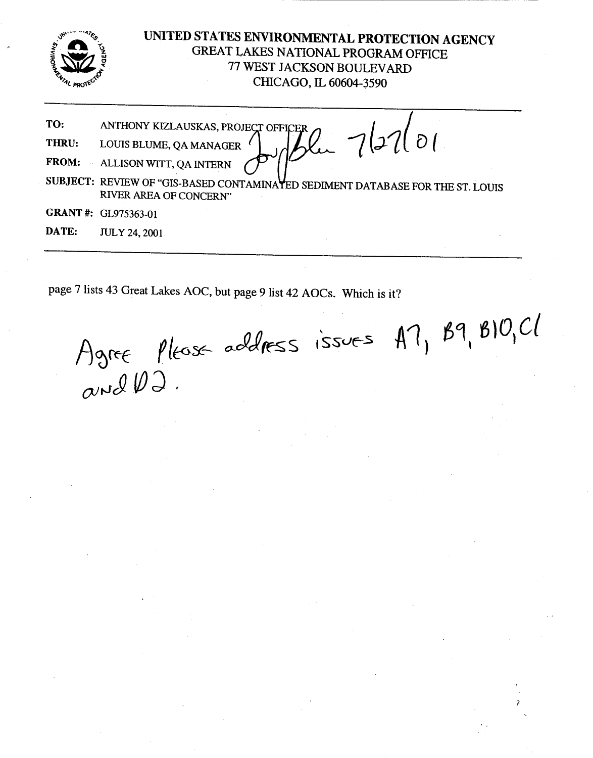# UNITED STATES ENVIRONMENTAL PROTECTION AGENCY

GREAT LAKES NATIONAL PROGRAM OFFICE
77 WEST JACKSON BOULEVARD
CHICAGO, IL 60604-3590

| | |
|---|---|
| **TO:** | ANTHONY KIZLAUSKAS, PROJECT OFFICER |
| **THRU:** | LOUIS BLUME, QA MANAGER |
| **FROM:** | ALLISON WITT, QA INTERN |
| **SUBJECT:** | REVIEW OF "GIS-BASED CONTAMINATED SEDIMENT DATABASE FOR THE ST. LOUIS RIVER AREA OF CONCERN" |
| **GRANT #:** | GL975363-01 |
| **DATE:** | JULY 24, 2001 |

7/27/01

page 7 lists 43 Great Lakes AOC, but page 9 list 42 AOCs. Which is it?

Agree please address issues A7, B9, B10, C1 and D2.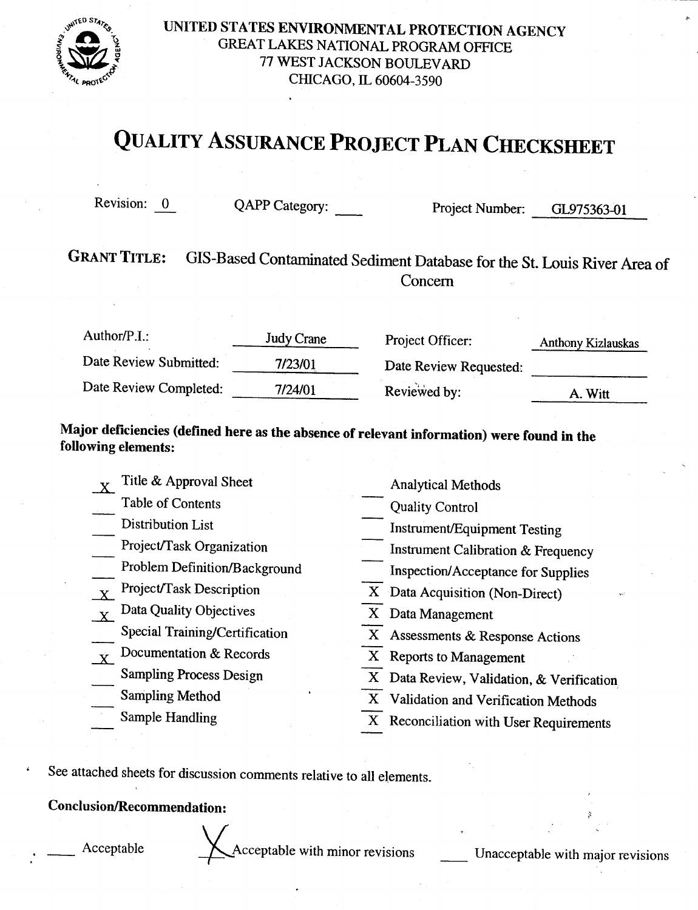UNITED STATES ENVIRONMENTAL PROTECTION AGENCY
GREAT LAKES NATIONAL PROGRAM OFFICE
77 WEST JACKSON BOULEVARD
CHICAGO, IL 60604-3590

# QUALITY ASSURANCE PROJECT PLAN CHECKSHEET

Revision: 0 QAPP Category: ___ Project Number: GL975363-01

**GRANT TITLE:** GIS-Based Contaminated Sediment Database for the St. Louis River Area of Concern

| | | | |
|---|---|---|---|
| Author/P.I.: | Judy Crane | Project Officer: | Anthony Kizlauskas |
| Date Review Submitted: | 7/23/01 | Date Review Requested: | |
| Date Review Completed: | 7/24/01 | Reviewed by: | A. Witt |

**Major deficiencies (defined here as the absence of relevant information) were found in the following elements:**

- X Title & Approval Sheet
- ___ Table of Contents
- ___ Distribution List
- ___ Project/Task Organization
- ___ Problem Definition/Background
- X Project/Task Description
- X Data Quality Objectives
- ___ Special Training/Certification
- X Documentation & Records
- ___ Sampling Process Design
- ___ Sampling Method
- ___ Sample Handling
- ___ Analytical Methods
- ___ Quality Control
- ___ Instrument/Equipment Testing
- ___ Instrument Calibration & Frequency
- ___ Inspection/Acceptance for Supplies
- X Data Acquisition (Non-Direct)
- X Data Management
- X Assessments & Response Actions
- X Reports to Management
- X Data Review, Validation, & Verification
- X Validation and Verification Methods
- X Reconciliation with User Requirements

See attached sheets for discussion comments relative to all elements.

**Conclusion/Recommendation:**

___ Acceptable X Acceptable with minor revisions ___ Unacceptable with major revisions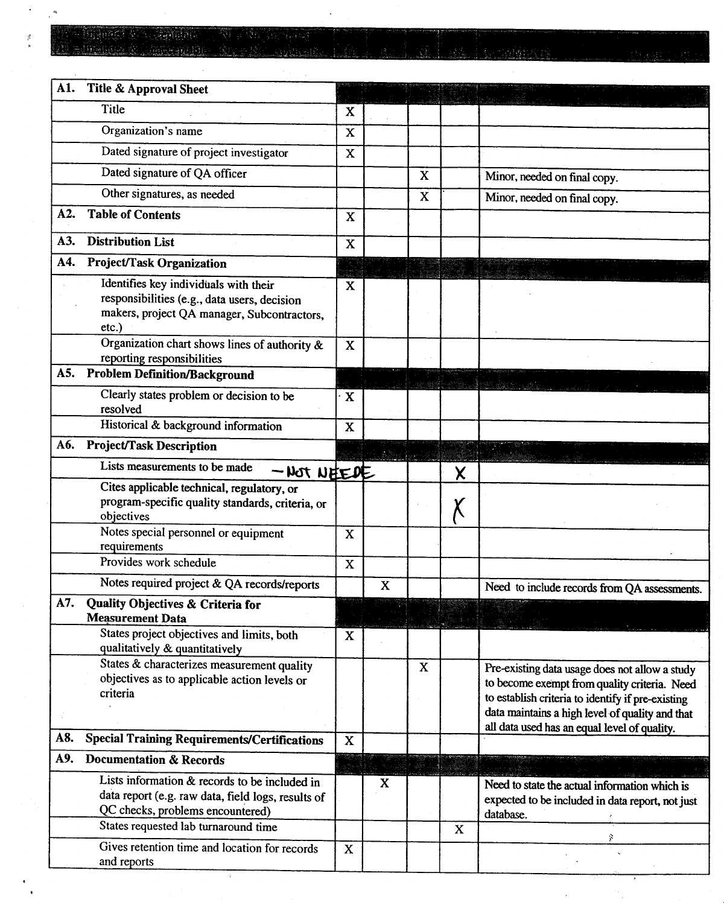IA = Included & Acceptable   NI = Not Included
IU = Included & Unacceptable   NA = Not Applicable

| | IA | IU | NI | NA | COMMENTS |
|---|---|---|---|---|---|
| **A1. Title & Approval Sheet** | | | | | |
| Title | X | | | | |
| Organization's name | X | | | | |
| Dated signature of project investigator | X | | | | |
| Dated signature of QA officer | | | X | | Minor, needed on final copy. |
| Other signatures, as needed | | | X | | Minor, needed on final copy. |
| **A2. Table of Contents** | X | | | | |
| **A3. Distribution List** | X | | | | |
| **A4. Project/Task Organization** | | | | | |
| Identifies key individuals with their responsibilities (e.g., data users, decision makers, project QA manager, Subcontractors, etc.) | X | | | | |
| Organization chart shows lines of authority & reporting responsibilities | X | | | | |
| **A5. Problem Definition/Background** | | | | | |
| Clearly states problem or decision to be resolved | X | | | | |
| Historical & background information | X | | | | |
| **A6. Project/Task Description** | | | | | |
| Lists measurements to be made — NOT NEEDE | | | | X | |
| Cites applicable technical, regulatory, or program-specific quality standards, criteria, or objectives | | | | X | |
| Notes special personnel or equipment requirements | X | | | | |
| Provides work schedule | X | | | | |
| Notes required project & QA records/reports | | X | | | Need to include records from QA assessments. |
| **A7. Quality Objectives & Criteria for Measurement Data** | | | | | |
| States project objectives and limits, both qualitatively & quantitatively | X | | | | |
| States & characterizes measurement quality objectives as to applicable action levels or criteria | | | X | | Pre-existing data usage does not allow a study to become exempt from quality criteria. Need to establish criteria to identify if pre-existing data maintains a high level of quality and that all data used has an equal level of quality. |
| **A8. Special Training Requirements/Certifications** | X | | | | |
| **A9. Documentation & Records** | | | | | |
| Lists information & records to be included in data report (e.g. raw data, field logs, results of QC checks, problems encountered) | | X | | | Need to state the actual information which is expected to be included in data report, not just database. |
| States requested lab turnaround time | | | | X | |
| Gives retention time and location for records and reports | X | | | | |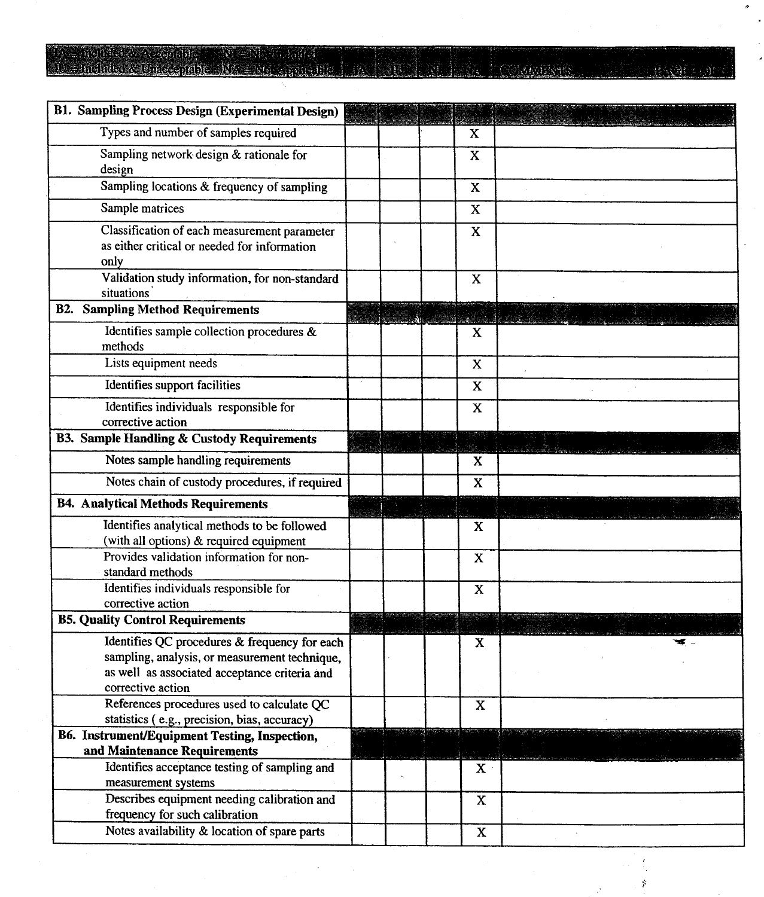IA = Included & Acceptable NI = Not Included
IU = Included & Unacceptable NA = Not Applicable

| | IA | IU | NI | NA | COMMENTS |
|---|---|---|---|---|---|
| **B1. Sampling Process Design (Experimental Design)** | | | | | |
| Types and number of samples required | | | | X | |
| Sampling network design & rationale for design | | | | X | |
| Sampling locations & frequency of sampling | | | | X | |
| Sample matrices | | | | X | |
| Classification of each measurement parameter as either critical or needed for information only | | | | X | |
| Validation study information, for non-standard situations | | | | X | |
| **B2. Sampling Method Requirements** | | | | | |
| Identifies sample collection procedures & methods | | | | X | |
| Lists equipment needs | | | | X | |
| Identifies support facilities | | | | X | |
| Identifies individuals responsible for corrective action | | | | X | |
| **B3. Sample Handling & Custody Requirements** | | | | | |
| Notes sample handling requirements | | | | X | |
| Notes chain of custody procedures, if required | | | | X | |
| **B4. Analytical Methods Requirements** | | | | | |
| Identifies analytical methods to be followed (with all options) & required equipment | | | | X | |
| Provides validation information for non-standard methods | | | | X | |
| Identifies individuals responsible for corrective action | | | | X | |
| **B5. Quality Control Requirements** | | | | | |
| Identifies QC procedures & frequency for each sampling, analysis, or measurement technique, as well as associated acceptance criteria and corrective action | | | | X | |
| References procedures used to calculate QC statistics ( e.g., precision, bias, accuracy) | | | | X | |
| **B6. Instrument/Equipment Testing, Inspection, and Maintenance Requirements** | | | | | |
| Identifies acceptance testing of sampling and measurement systems | | | | X | |
| Describes equipment needing calibration and frequency for such calibration | | | | X | |
| Notes availability & location of spare parts | | | | X | |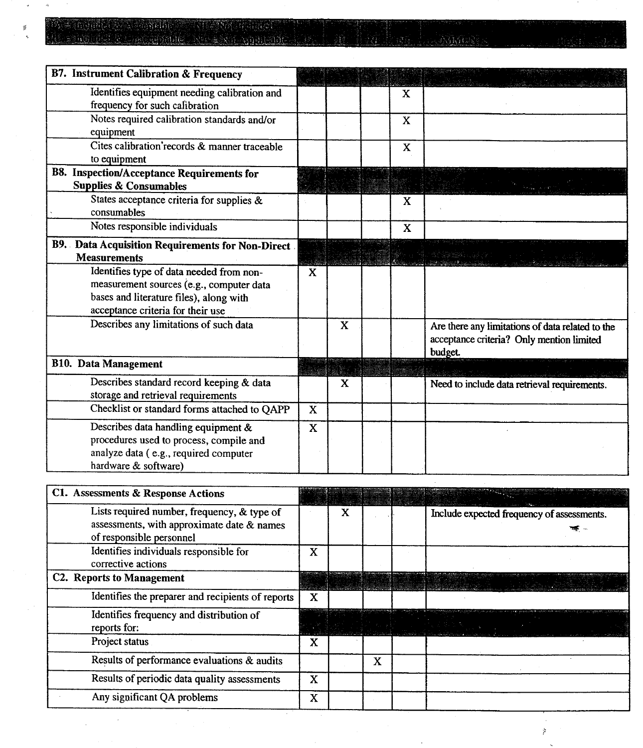| Item | IA | IU | NI | NA | Comments |
|---|---|---|---|---|---|
| **B7. Instrument Calibration & Frequency** | | | | | |
| Identifies equipment needing calibration and frequency for such calibration | | | | X | |
| Notes required calibration standards and/or equipment | | | | X | |
| Cites calibration records & manner traceable to equipment | | | | X | |
| **B8. Inspection/Acceptance Requirements for Supplies & Consumables** | | | | | |
| States acceptance criteria for supplies & consumables | | | | X | |
| Notes responsible individuals | | | | X | |
| **B9. Data Acquisition Requirements for Non-Direct Measurements** | | | | | |
| Identifies type of data needed from non-measurement sources (e.g., computer data bases and literature files), along with acceptance criteria for their use | X | | | | |
| Describes any limitations of such data | | X | | | Are there any limitations of data related to the acceptance criteria? Only mention limited budget. |
| **B10. Data Management** | | | | | |
| Describes standard record keeping & data storage and retrieval requirements | | X | | | Need to include data retrieval requirements. |
| Checklist or standard forms attached to QAPP | X | | | | |
| Describes data handling equipment & procedures used to process, compile and analyze data ( e.g., required computer hardware & software) | X | | | | |

| Item | IA | IU | NI | NA | Comments |
|---|---|---|---|---|---|
| **C1. Assessments & Response Actions** | | | | | |
| Lists required number, frequency, & type of assessments, with approximate date & names of responsible personnel | | X | | | Include expected frequency of assessments. |
| Identifies individuals responsible for corrective actions | X | | | | |
| **C2. Reports to Management** | | | | | |
| Identifies the preparer and recipients of reports | X | | | | |
| Identifies frequency and distribution of reports for: | | | | | |
| Project status | X | | | | |
| Results of performance evaluations & audits | | | X | | |
| Results of periodic data quality assessments | X | | | | |
| Any significant QA problems | X | | | | |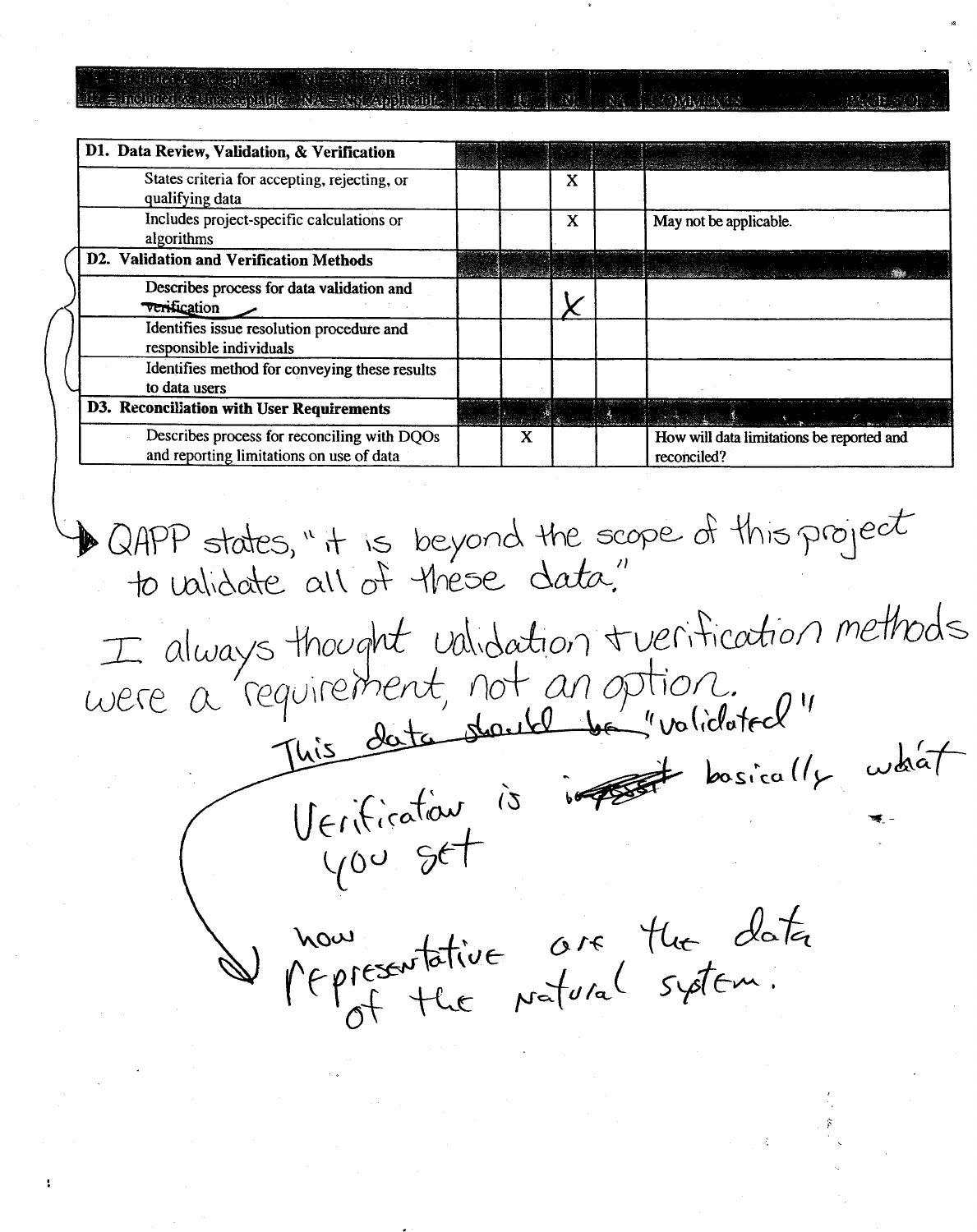| IA = Included & Acceptable NI = Not Included IU = Included & Unacceptable NA = Not Applicable | IA | IU | NI | NA | COMMENTS |
|---|---|---|---|---|---|
| **D1. Data Review, Validation, & Verification** | | | | | |
| States criteria for accepting, rejecting, or qualifying data | | | X | | |
| Includes project-specific calculations or algorithms | | | X | | May not be applicable. |
| **D2. Validation and Verification Methods** | | | | | |
| Describes process for data validation and ~~verification~~ | | | X | | |
| Identifies issue resolution procedure and responsible individuals | | | | | |
| Identifies method for conveying these results to data users | | | | | |
| **D3. Reconciliation with User Requirements** | | | | | |
| Describes process for reconciling with DQOs and reporting limitations on use of data | | X | | | How will data limitations be reported and reconciled? |

▶ QAPP states, "it is beyond the scope of this project to validate all of these data."

I always thought validation + verification methods were a requirement, not an option.

This data ~~should be~~ "validated"

Verification is ~~important~~ basically what you set

how representative are the data of the natural system.